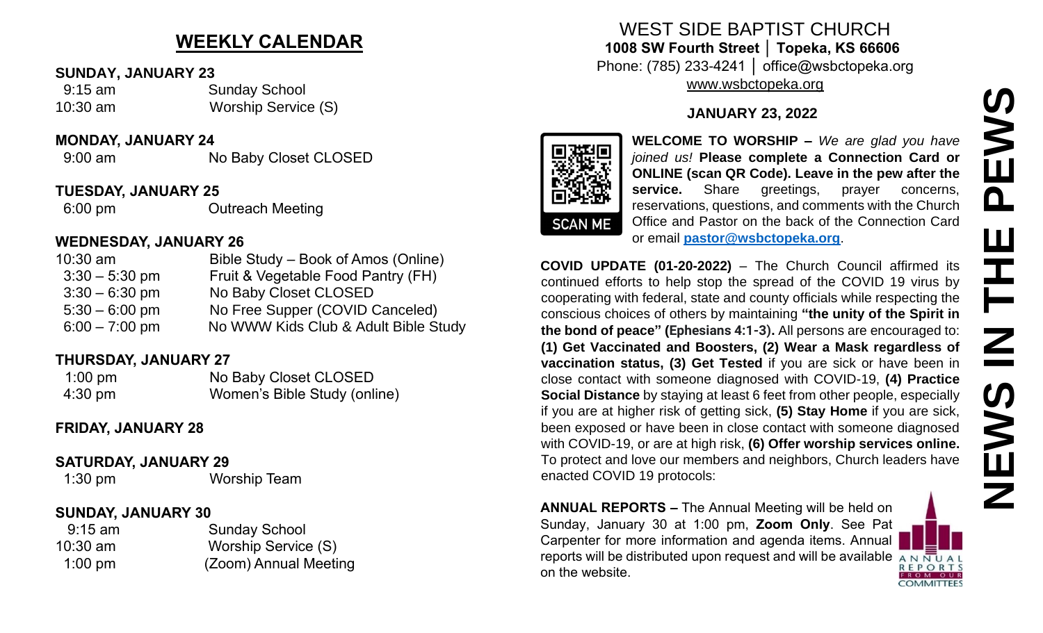## WEEKLY CALENDAR

**SUNDAY, JANUARY 23**

| | |
|---|---|
| 9:15 am | Sunday School |
| 10:30 am | Worship Service (S) |

**MONDAY, JANUARY 24**

| | |
|---|---|
| 9:00 am | No Baby Closet CLOSED |

**TUESDAY, JANUARY 25**

| | |
|---|---|
| 6:00 pm | Outreach Meeting |

**WEDNESDAY, JANUARY 26**

| | |
|---|---|
| 10:30 am | Bible Study – Book of Amos (Online) |
| 3:30 – 5:30 pm | Fruit & Vegetable Food Pantry (FH) |
| 3:30 – 6:30 pm | No Baby Closet CLOSED |
| 5:30 – 6:00 pm | No Free Supper (COVID Canceled) |
| 6:00 – 7:00 pm | No WWW Kids Club & Adult Bible Study |

**THURSDAY, JANUARY 27**

| | |
|---|---|
| 1:00 pm | No Baby Closet CLOSED |
| 4:30 pm | Women's Bible Study (online) |

**FRIDAY, JANUARY 28**

**SATURDAY, JANUARY 29**

| | |
|---|---|
| 1:30 pm | Worship Team |

**SUNDAY, JANUARY 30**

| | |
|---|---|
| 9:15 am | Sunday School |
| 10:30 am | Worship Service (S) |
| 1:00 pm | (Zoom) Annual Meeting |

# WEST SIDE BAPTIST CHURCH

**1008 SW Fourth Street │ Topeka, KS 66606**

Phone: (785) 233-4241 │ office@wsbctopeka.org

www.wsbctopeka.org

**JANUARY 23, 2022**

SCAN ME

**WELCOME TO WORSHIP –** *We are glad you have joined us!* **Please complete a Connection Card or ONLINE (scan QR Code). Leave in the pew after the service.** Share greetings, prayer concerns, reservations, questions, and comments with the Church Office and Pastor on the back of the Connection Card or email **pastor@wsbctopeka.org**.

**COVID UPDATE (01-20-2022)** – The Church Council affirmed its continued efforts to help stop the spread of the COVID 19 virus by cooperating with federal, state and county officials while respecting the conscious choices of others by maintaining **"the unity of the Spirit in the bond of peace" (Ephesians 4:1-3).** All persons are encouraged to: **(1) Get Vaccinated and Boosters, (2) Wear a Mask regardless of vaccination status, (3) Get Tested** if you are sick or have been in close contact with someone diagnosed with COVID-19, **(4) Practice Social Distance** by staying at least 6 feet from other people, especially if you are at higher risk of getting sick, **(5) Stay Home** if you are sick, been exposed or have been in close contact with someone diagnosed with COVID-19, or are at high risk, **(6) Offer worship services online.** To protect and love our members and neighbors, Church leaders have enacted COVID 19 protocols:

**ANNUAL REPORTS –** The Annual Meeting will be held on Sunday, January 30 at 1:00 pm, **Zoom Only**. See Pat Carpenter for more information and agenda items. Annual reports will be distributed upon request and will be available on the website.

ANNUAL REPORTS FROM OUR COMMITTEES

# NEWS IN THE PEWS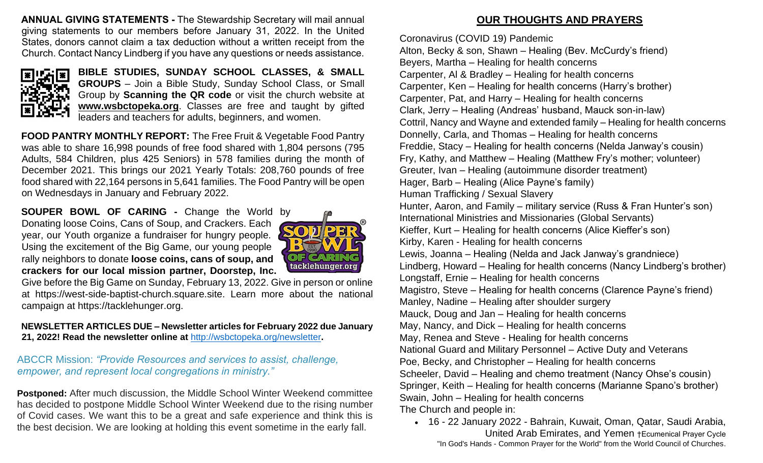**ANNUAL GIVING STATEMENTS -** The Stewardship Secretary will mail annual giving statements to our members before January 31, 2022. In the United States, donors cannot claim a tax deduction without a written receipt from the Church. Contact Nancy Lindberg if you have any questions or needs assistance.

**BIBLE STUDIES, SUNDAY SCHOOL CLASSES, & SMALL GROUPS** – Join a Bible Study, Sunday School Class, or Small Group by **Scanning the QR code** or visit the church website at **www.wsbctopeka.org**. Classes are free and taught by gifted leaders and teachers for adults, beginners, and women.

**FOOD PANTRY MONTHLY REPORT:** The Free Fruit & Vegetable Food Pantry was able to share 16,998 pounds of free food shared with 1,804 persons (795 Adults, 584 Children, plus 425 Seniors) in 578 families during the month of December 2021. This brings our 2021 Yearly Totals: 208,760 pounds of free food shared with 22,164 persons in 5,641 families. The Food Pantry will be open on Wednesdays in January and February 2022.

**SOUPER BOWL OF CARING -** Change the World by Donating loose Coins, Cans of Soup, and Crackers. Each year, our Youth organize a fundraiser for hungry people. Using the excitement of the Big Game, our young people rally neighbors to donate **loose coins, cans of soup, and crackers for our local mission partner, Doorstep, Inc.** Give before the Big Game on Sunday, February 13, 2022. Give in person or online at https://west-side-baptist-church.square.site. Learn more about the national campaign at https://tacklehunger.org.

**NEWSLETTER ARTICLES DUE – Newsletter articles for February 2022 due January 21, 2022! Read the newsletter online at http://wsbctopeka.org/newsletter.**

ABCCR Mission: *"Provide Resources and services to assist, challenge, empower, and represent local congregations in ministry."*

**Postponed:** After much discussion, the Middle School Winter Weekend committee has decided to postpone Middle School Winter Weekend due to the rising number of Covid cases. We want this to be a great and safe experience and think this is the best decision. We are looking at holding this event sometime in the early fall.

## OUR THOUGHTS AND PRAYERS

Coronavirus (COVID 19) Pandemic
Alton, Becky & son, Shawn – Healing (Bev. McCurdy's friend)
Beyers, Martha – Healing for health concerns
Carpenter, Al & Bradley – Healing for health concerns
Carpenter, Ken – Healing for health concerns (Harry's brother)
Carpenter, Pat, and Harry – Healing for health concerns
Clark, Jerry – Healing (Andreas' husband, Mauck son-in-law)
Cottril, Nancy and Wayne and extended family – Healing for health concerns
Donnelly, Carla, and Thomas – Healing for health concerns
Freddie, Stacy – Healing for health concerns (Nelda Janway's cousin)
Fry, Kathy, and Matthew – Healing (Matthew Fry's mother; volunteer)
Greuter, Ivan – Healing (autoimmune disorder treatment)
Hager, Barb – Healing (Alice Payne's family)
Human Trafficking / Sexual Slavery
Hunter, Aaron, and Family – military service (Russ & Fran Hunter's son)
International Ministries and Missionaries (Global Servants)
Kieffer, Kurt – Healing for health concerns (Alice Kieffer's son)
Kirby, Karen - Healing for health concerns
Lewis, Joanna – Healing (Nelda and Jack Janway's grandniece)
Lindberg, Howard – Healing for health concerns (Nancy Lindberg's brother)
Longstaff, Ernie – Healing for health concerns
Magistro, Steve – Healing for health concerns (Clarence Payne's friend)
Manley, Nadine – Healing after shoulder surgery
Mauck, Doug and Jan – Healing for health concerns
May, Nancy, and Dick – Healing for health concerns
May, Renea and Steve - Healing for health concerns
National Guard and Military Personnel – Active Duty and Veterans
Poe, Becky, and Christopher – Healing for health concerns
Scheeler, David – Healing and chemo treatment (Nancy Ohse's cousin)
Springer, Keith – Healing for health concerns (Marianne Spano's brother)
Swain, John – Healing for health concerns
The Church and people in:

- 16 - 22 January 2022 - Bahrain, Kuwait, Oman, Qatar, Saudi Arabia, United Arab Emirates, and Yemen †Ecumenical Prayer Cycle

"In God's Hands - Common Prayer for the World" from the World Council of Churches.